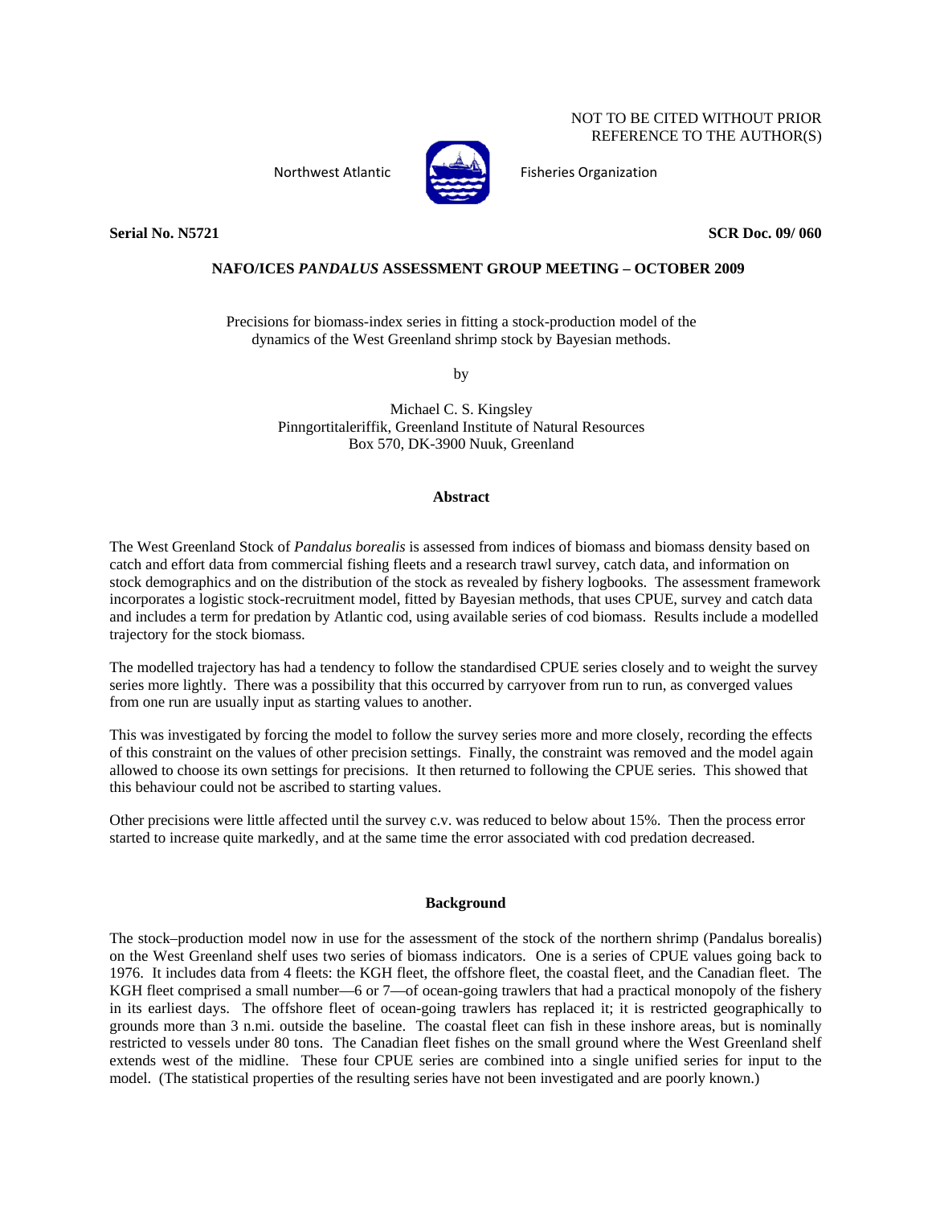NOT TO BE CITED WITHOUT PRIOR REFERENCE TO THE AUTHOR(S)

Northwest Atlantic Fisheries Organization

**Serial No. N5721** **SCR Doc. 09/ 060**

**NAFO/ICES *PANDALUS* ASSESSMENT GROUP MEETING – OCTOBER 2009**

Precisions for biomass-index series in fitting a stock-production model of the dynamics of the West Greenland shrimp stock by Bayesian methods.

by

Michael C. S. Kingsley
Pinngortitaleriffik, Greenland Institute of Natural Resources
Box 570, DK-3900 Nuuk, Greenland

## Abstract

The West Greenland Stock of *Pandalus borealis* is assessed from indices of biomass and biomass density based on catch and effort data from commercial fishing fleets and a research trawl survey, catch data, and information on stock demographics and on the distribution of the stock as revealed by fishery logbooks. The assessment framework incorporates a logistic stock-recruitment model, fitted by Bayesian methods, that uses CPUE, survey and catch data and includes a term for predation by Atlantic cod, using available series of cod biomass. Results include a modelled trajectory for the stock biomass.

The modelled trajectory has had a tendency to follow the standardised CPUE series closely and to weight the survey series more lightly. There was a possibility that this occurred by carryover from run to run, as converged values from one run are usually input as starting values to another.

This was investigated by forcing the model to follow the survey series more and more closely, recording the effects of this constraint on the values of other precision settings. Finally, the constraint was removed and the model again allowed to choose its own settings for precisions. It then returned to following the CPUE series. This showed that this behaviour could not be ascribed to starting values.

Other precisions were little affected until the survey c.v. was reduced to below about 15%. Then the process error started to increase quite markedly, and at the same time the error associated with cod predation decreased.

## Background

The stock–production model now in use for the assessment of the stock of the northern shrimp (Pandalus borealis) on the West Greenland shelf uses two series of biomass indicators. One is a series of CPUE values going back to 1976. It includes data from 4 fleets: the KGH fleet, the offshore fleet, the coastal fleet, and the Canadian fleet. The KGH fleet comprised a small number—6 or 7—of ocean-going trawlers that had a practical monopoly of the fishery in its earliest days. The offshore fleet of ocean-going trawlers has replaced it; it is restricted geographically to grounds more than 3 n.mi. outside the baseline. The coastal fleet can fish in these inshore areas, but is nominally restricted to vessels under 80 tons. The Canadian fleet fishes on the small ground where the West Greenland shelf extends west of the midline. These four CPUE series are combined into a single unified series for input to the model. (The statistical properties of the resulting series have not been investigated and are poorly known.)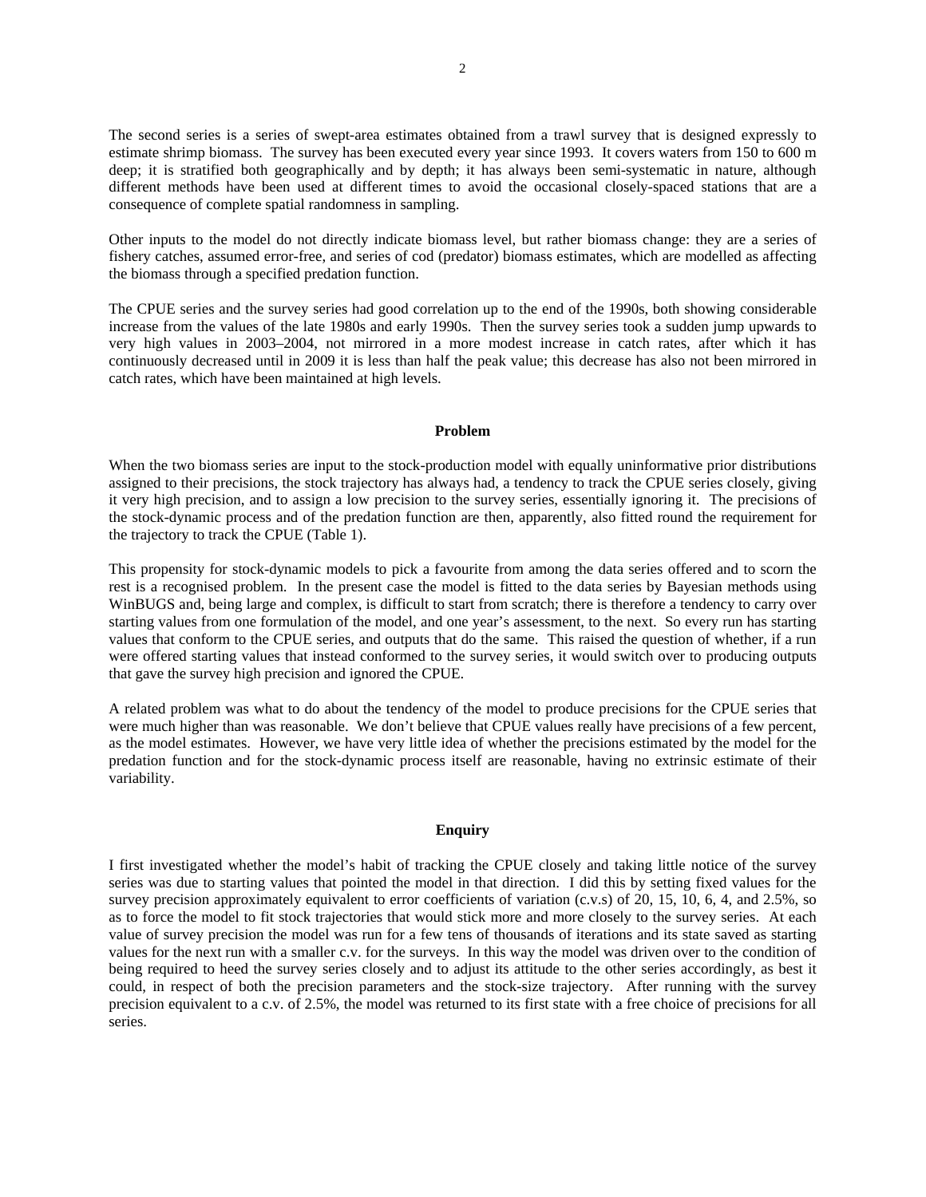The second series is a series of swept-area estimates obtained from a trawl survey that is designed expressly to estimate shrimp biomass. The survey has been executed every year since 1993. It covers waters from 150 to 600 m deep; it is stratified both geographically and by depth; it has always been semi-systematic in nature, although different methods have been used at different times to avoid the occasional closely-spaced stations that are a consequence of complete spatial randomness in sampling.

Other inputs to the model do not directly indicate biomass level, but rather biomass change: they are a series of fishery catches, assumed error-free, and series of cod (predator) biomass estimates, which are modelled as affecting the biomass through a specified predation function.

The CPUE series and the survey series had good correlation up to the end of the 1990s, both showing considerable increase from the values of the late 1980s and early 1990s. Then the survey series took a sudden jump upwards to very high values in 2003–2004, not mirrored in a more modest increase in catch rates, after which it has continuously decreased until in 2009 it is less than half the peak value; this decrease has also not been mirrored in catch rates, which have been maintained at high levels.

## Problem

When the two biomass series are input to the stock-production model with equally uninformative prior distributions assigned to their precisions, the stock trajectory has always had, a tendency to track the CPUE series closely, giving it very high precision, and to assign a low precision to the survey series, essentially ignoring it. The precisions of the stock-dynamic process and of the predation function are then, apparently, also fitted round the requirement for the trajectory to track the CPUE (Table 1).

This propensity for stock-dynamic models to pick a favourite from among the data series offered and to scorn the rest is a recognised problem. In the present case the model is fitted to the data series by Bayesian methods using WinBUGS and, being large and complex, is difficult to start from scratch; there is therefore a tendency to carry over starting values from one formulation of the model, and one year's assessment, to the next. So every run has starting values that conform to the CPUE series, and outputs that do the same. This raised the question of whether, if a run were offered starting values that instead conformed to the survey series, it would switch over to producing outputs that gave the survey high precision and ignored the CPUE.

A related problem was what to do about the tendency of the model to produce precisions for the CPUE series that were much higher than was reasonable. We don't believe that CPUE values really have precisions of a few percent, as the model estimates. However, we have very little idea of whether the precisions estimated by the model for the predation function and for the stock-dynamic process itself are reasonable, having no extrinsic estimate of their variability.

## Enquiry

I first investigated whether the model's habit of tracking the CPUE closely and taking little notice of the survey series was due to starting values that pointed the model in that direction. I did this by setting fixed values for the survey precision approximately equivalent to error coefficients of variation (c.v.s) of 20, 15, 10, 6, 4, and 2.5%, so as to force the model to fit stock trajectories that would stick more and more closely to the survey series. At each value of survey precision the model was run for a few tens of thousands of iterations and its state saved as starting values for the next run with a smaller c.v. for the surveys. In this way the model was driven over to the condition of being required to heed the survey series closely and to adjust its attitude to the other series accordingly, as best it could, in respect of both the precision parameters and the stock-size trajectory. After running with the survey precision equivalent to a c.v. of 2.5%, the model was returned to its first state with a free choice of precisions for all series.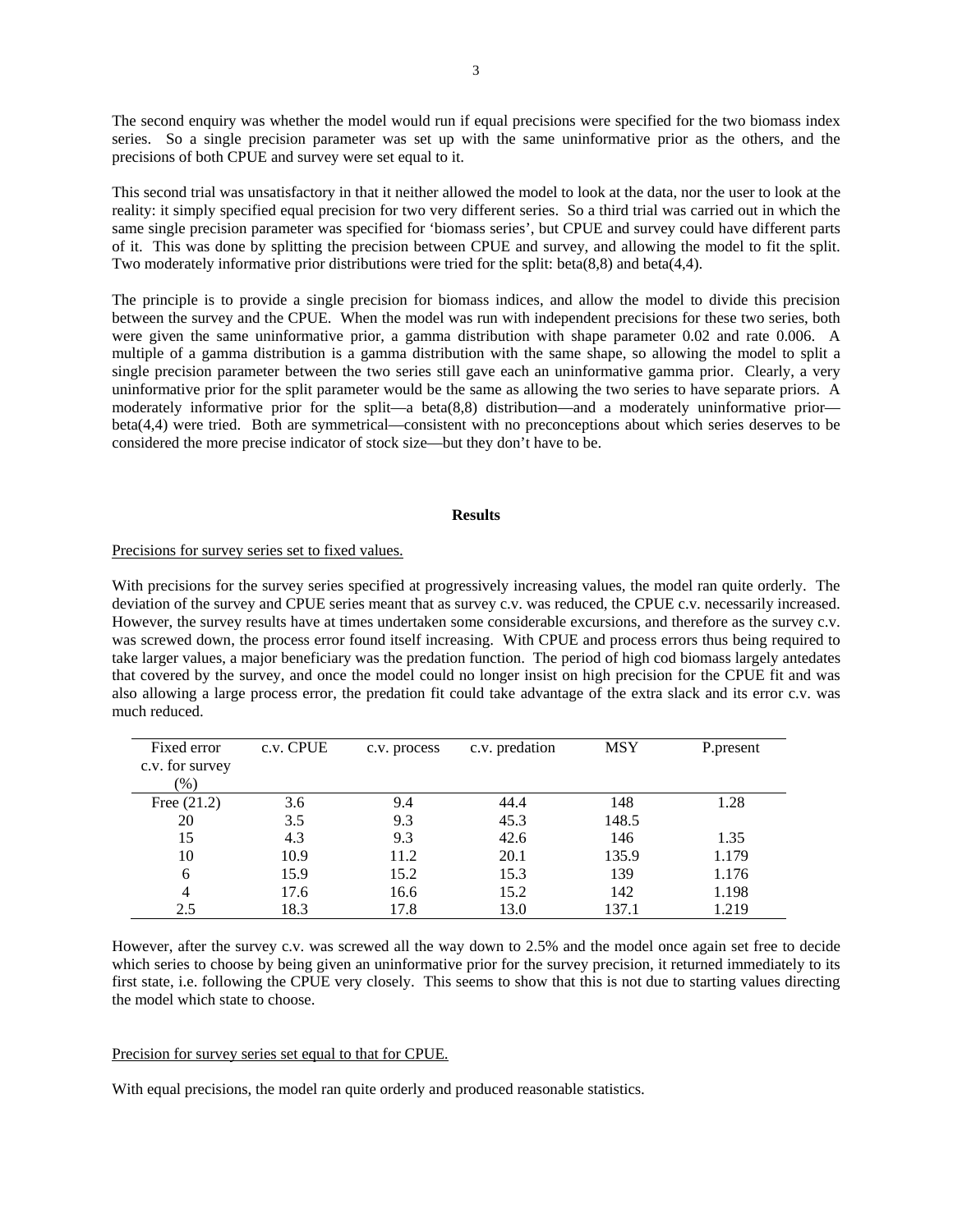The second enquiry was whether the model would run if equal precisions were specified for the two biomass index series. So a single precision parameter was set up with the same uninformative prior as the others, and the precisions of both CPUE and survey were set equal to it.

This second trial was unsatisfactory in that it neither allowed the model to look at the data, nor the user to look at the reality: it simply specified equal precision for two very different series. So a third trial was carried out in which the same single precision parameter was specified for 'biomass series', but CPUE and survey could have different parts of it. This was done by splitting the precision between CPUE and survey, and allowing the model to fit the split. Two moderately informative prior distributions were tried for the split: beta(8,8) and beta(4,4).

The principle is to provide a single precision for biomass indices, and allow the model to divide this precision between the survey and the CPUE. When the model was run with independent precisions for these two series, both were given the same uninformative prior, a gamma distribution with shape parameter 0.02 and rate 0.006. A multiple of a gamma distribution is a gamma distribution with the same shape, so allowing the model to split a single precision parameter between the two series still gave each an uninformative gamma prior. Clearly, a very uninformative prior for the split parameter would be the same as allowing the two series to have separate priors. A moderately informative prior for the split—a beta(8,8) distribution—and a moderately uninformative prior—beta(4,4) were tried. Both are symmetrical—consistent with no preconceptions about which series deserves to be considered the more precise indicator of stock size—but they don't have to be.

## Results

Precisions for survey series set to fixed values.

With precisions for the survey series specified at progressively increasing values, the model ran quite orderly. The deviation of the survey and CPUE series meant that as survey c.v. was reduced, the CPUE c.v. necessarily increased. However, the survey results have at times undertaken some considerable excursions, and therefore as the survey c.v. was screwed down, the process error found itself increasing. With CPUE and process errors thus being required to take larger values, a major beneficiary was the predation function. The period of high cod biomass largely antedates that covered by the survey, and once the model could no longer insist on high precision for the CPUE fit and was also allowing a large process error, the predation fit could take advantage of the extra slack and its error c.v. was much reduced.

| Fixed error c.v. for survey (%) | c.v. CPUE | c.v. process | c.v. predation | MSY | P.present |
|---|---|---|---|---|---|
| Free (21.2) | 3.6 | 9.4 | 44.4 | 148 | 1.28 |
| 20 | 3.5 | 9.3 | 45.3 | 148.5 | |
| 15 | 4.3 | 9.3 | 42.6 | 146 | 1.35 |
| 10 | 10.9 | 11.2 | 20.1 | 135.9 | 1.179 |
| 6 | 15.9 | 15.2 | 15.3 | 139 | 1.176 |
| 4 | 17.6 | 16.6 | 15.2 | 142 | 1.198 |
| 2.5 | 18.3 | 17.8 | 13.0 | 137.1 | 1.219 |

However, after the survey c.v. was screwed all the way down to 2.5% and the model once again set free to decide which series to choose by being given an uninformative prior for the survey precision, it returned immediately to its first state, i.e. following the CPUE very closely. This seems to show that this is not due to starting values directing the model which state to choose.

Precision for survey series set equal to that for CPUE.

With equal precisions, the model ran quite orderly and produced reasonable statistics.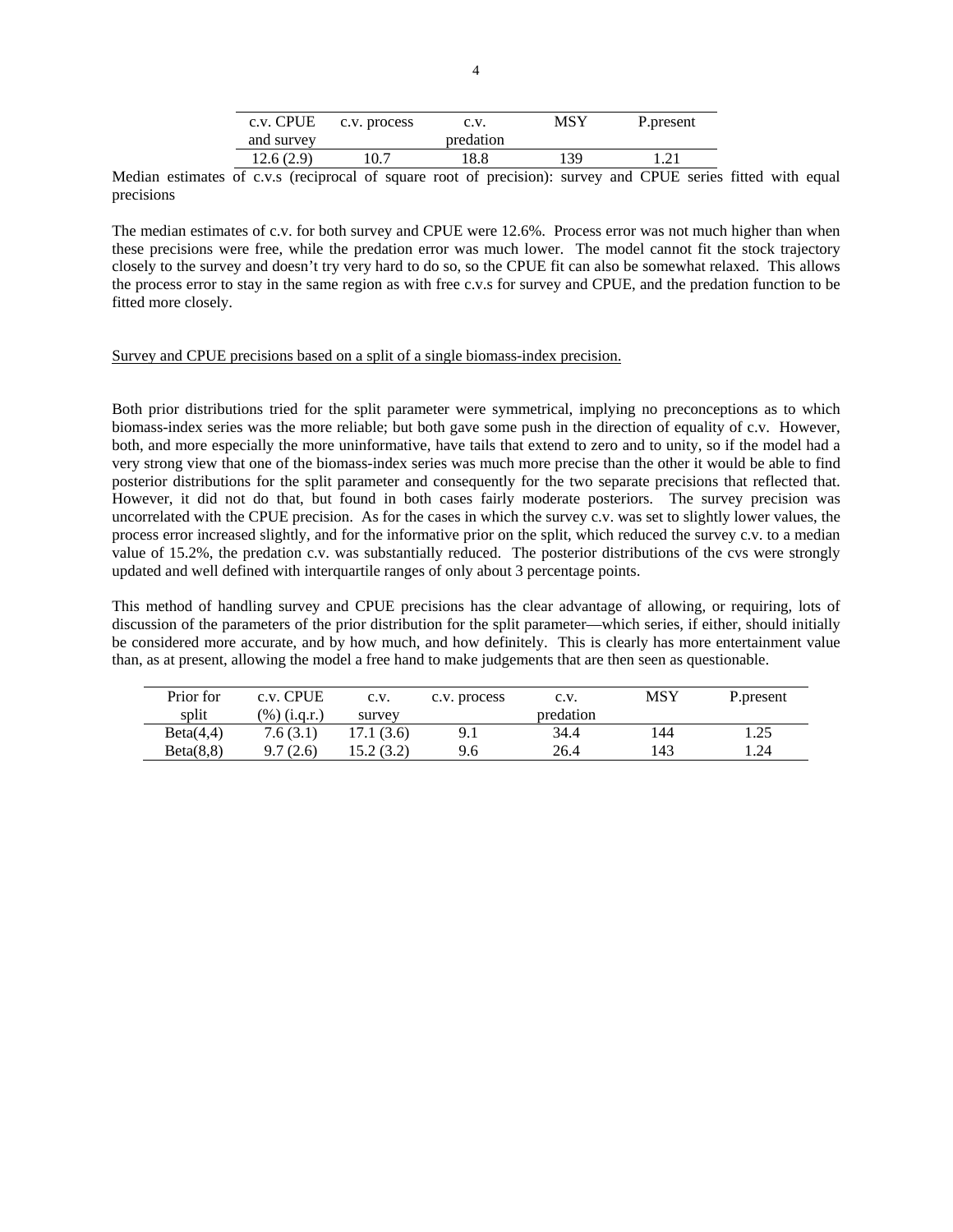| c.v. CPUE and survey | c.v. process | c.v. predation | MSY | P.present |
|---|---|---|---|---|
| 12.6 (2.9) | 10.7 | 18.8 | 139 | 1.21 |

Median estimates of c.v.s (reciprocal of square root of precision): survey and CPUE series fitted with equal precisions

The median estimates of c.v. for both survey and CPUE were 12.6%. Process error was not much higher than when these precisions were free, while the predation error was much lower. The model cannot fit the stock trajectory closely to the survey and doesn't try very hard to do so, so the CPUE fit can also be somewhat relaxed. This allows the process error to stay in the same region as with free c.v.s for survey and CPUE, and the predation function to be fitted more closely.

<u>Survey and CPUE precisions based on a split of a single biomass-index precision.</u>

Both prior distributions tried for the split parameter were symmetrical, implying no preconceptions as to which biomass-index series was the more reliable; but both gave some push in the direction of equality of c.v. However, both, and more especially the more uninformative, have tails that extend to zero and to unity, so if the model had a very strong view that one of the biomass-index series was much more precise than the other it would be able to find posterior distributions for the split parameter and consequently for the two separate precisions that reflected that. However, it did not do that, but found in both cases fairly moderate posteriors. The survey precision was uncorrelated with the CPUE precision. As for the cases in which the survey c.v. was set to slightly lower values, the process error increased slightly, and for the informative prior on the split, which reduced the survey c.v. to a median value of 15.2%, the predation c.v. was substantially reduced. The posterior distributions of the cvs were strongly updated and well defined with interquartile ranges of only about 3 percentage points.

This method of handling survey and CPUE precisions has the clear advantage of allowing, or requiring, lots of discussion of the parameters of the prior distribution for the split parameter—which series, if either, should initially be considered more accurate, and by how much, and how definitely. This is clearly has more entertainment value than, as at present, allowing the model a free hand to make judgements that are then seen as questionable.

| Prior for split | c.v. CPUE (%) (i.q.r.) | c.v. survey | c.v. process | c.v. predation | MSY | P.present |
|---|---|---|---|---|---|---|
| Beta(4,4) | 7.6 (3.1) | 17.1 (3.6) | 9.1 | 34.4 | 144 | 1.25 |
| Beta(8,8) | 9.7 (2.6) | 15.2 (3.2) | 9.6 | 26.4 | 143 | 1.24 |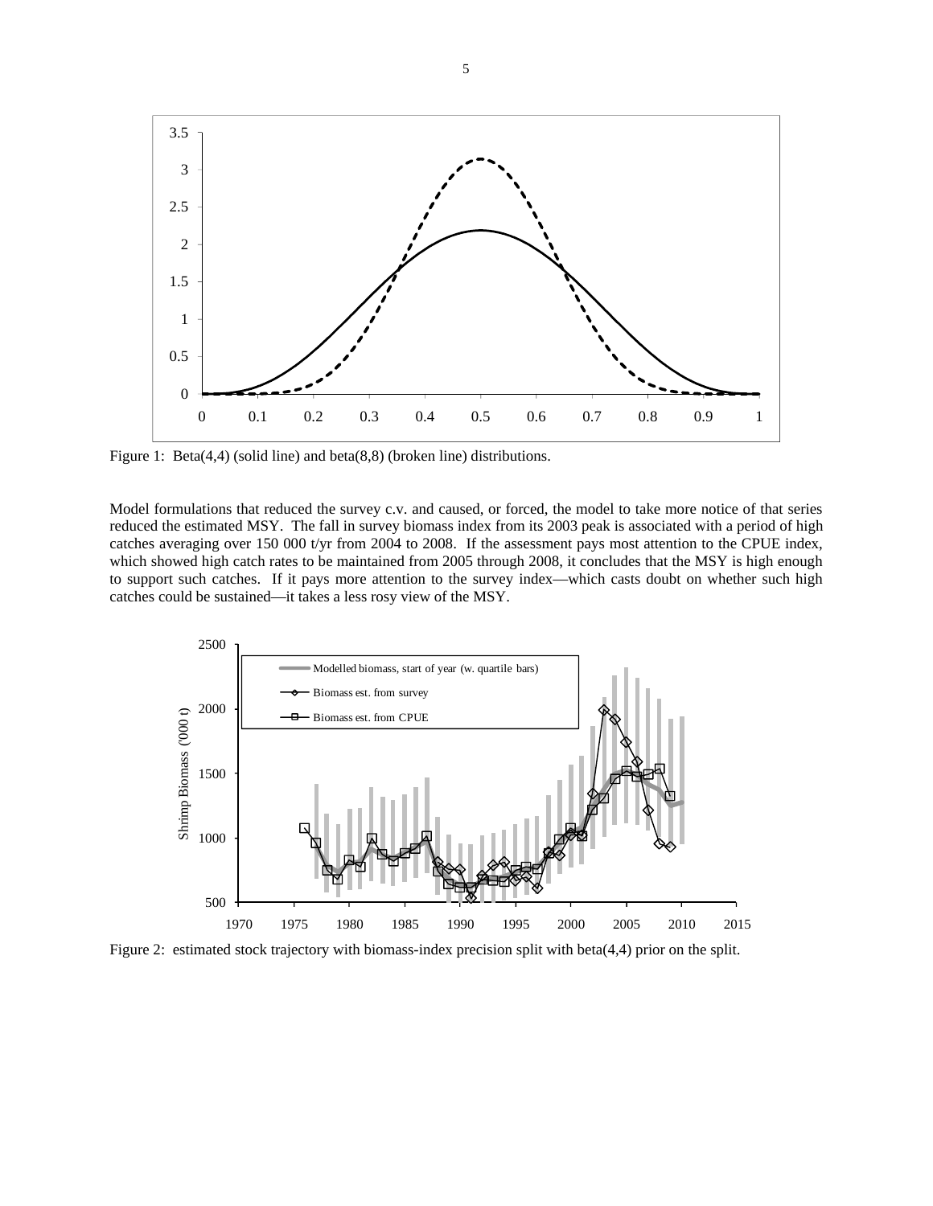Figure 1: Beta(4,4) (solid line) and beta(8,8) (broken line) distributions.

Model formulations that reduced the survey c.v. and caused, or forced, the model to take more notice of that series reduced the estimated MSY. The fall in survey biomass index from its 2003 peak is associated with a period of high catches averaging over 150 000 t/yr from 2004 to 2008. If the assessment pays most attention to the CPUE index, which showed high catch rates to be maintained from 2005 through 2008, it concludes that the MSY is high enough to support such catches. If it pays more attention to the survey index—which casts doubt on whether such high catches could be sustained—it takes a less rosy view of the MSY.

Figure 2: estimated stock trajectory with biomass-index precision split with beta(4,4) prior on the split.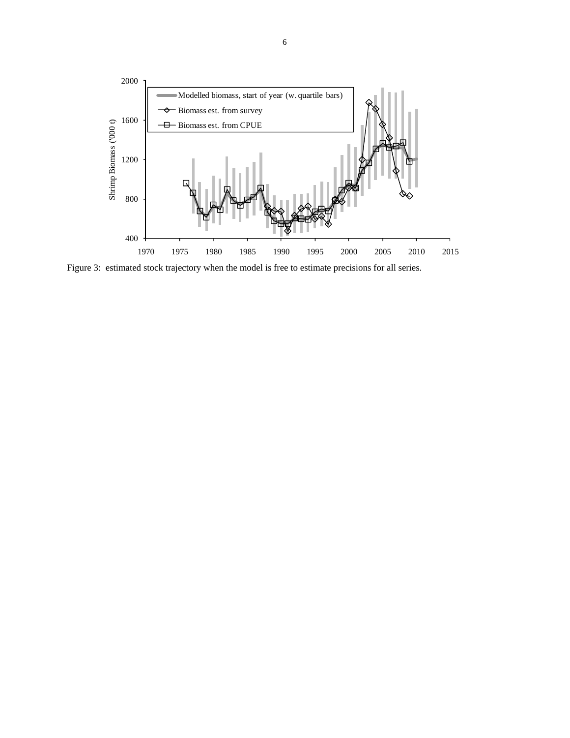2000

1600

1200

800

400

Shrimp Biomass ('000 t)

1970 1975 1980 1985 1990 1995 2000 2005 2010 2015

Modelled biomass, start of year (w. quartile bars)

Biomass est. from survey

Biomass est. from CPUE

Figure 3: estimated stock trajectory when the model is free to estimate precisions for all series.